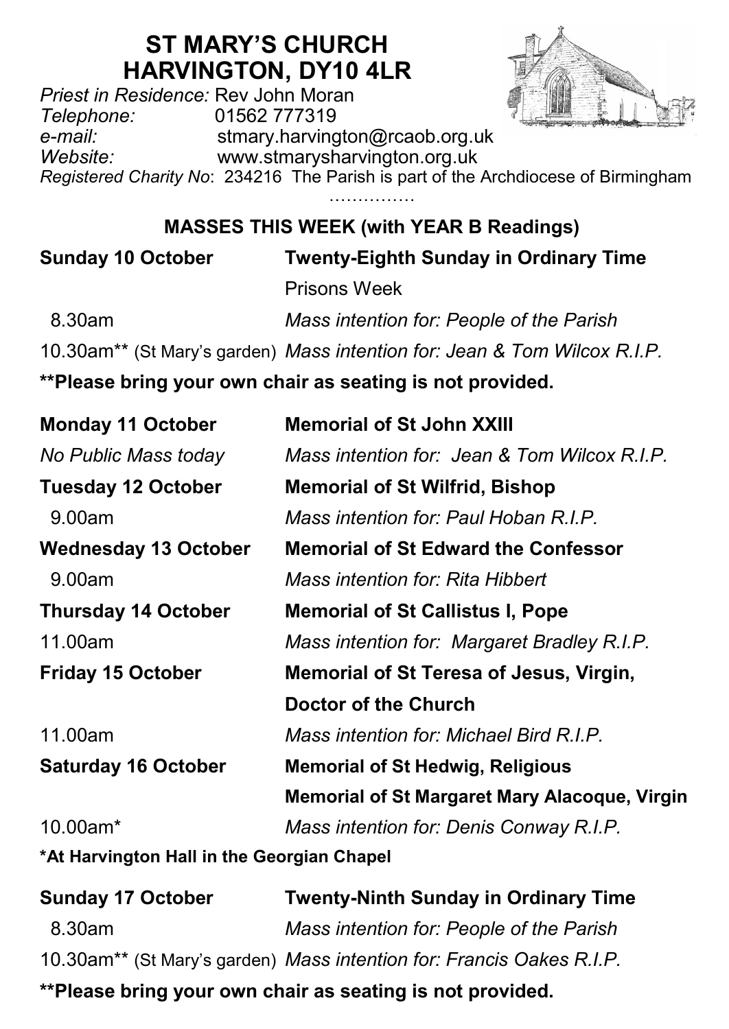# ST MARY'S CHURCH
# HARVINGTON, DY10 4LR

*Priest in Residence:* Rev John Moran
*Telephone:* 01562 777319
*e-mail:* stmary.harvington@rcaob.org.uk
*Website:* www.stmarysharvington.org.uk
*Registered Charity No*: 234216 The Parish is part of the Archdiocese of Birmingham

……………

## MASSES THIS WEEK (with YEAR B Readings)

**Sunday 10 October** — **Twenty-Eighth Sunday in Ordinary Time**
Prisons Week

8.30am — *Mass intention for: People of the Parish*

10.30am** (St Mary's garden) — *Mass intention for: Jean & Tom Wilcox R.I.P.*

**\*\*Please bring your own chair as seating is not provided.**

**Monday 11 October** — **Memorial of St John XXIII**

*No Public Mass today* — *Mass intention for: Jean & Tom Wilcox R.I.P.*

**Tuesday 12 October** — **Memorial of St Wilfrid, Bishop**

9.00am — *Mass intention for: Paul Hoban R.I.P.*

**Wednesday 13 October** — **Memorial of St Edward the Confessor**

9.00am — *Mass intention for: Rita Hibbert*

**Thursday 14 October** — **Memorial of St Callistus I, Pope**

11.00am — *Mass intention for: Margaret Bradley R.I.P.*

**Friday 15 October** — **Memorial of St Teresa of Jesus, Virgin, Doctor of the Church**

11.00am — *Mass intention for: Michael Bird R.I.P.*

**Saturday 16 October** — **Memorial of St Hedwig, Religious**
**Memorial of St Margaret Mary Alacoque, Virgin**

10.00am* — *Mass intention for: Denis Conway R.I.P.*

**\*At Harvington Hall in the Georgian Chapel**

**Sunday 17 October** — **Twenty-Ninth Sunday in Ordinary Time**

8.30am — *Mass intention for: People of the Parish*

10.30am** (St Mary's garden) — *Mass intention for: Francis Oakes R.I.P.*

**\*\*Please bring your own chair as seating is not provided.**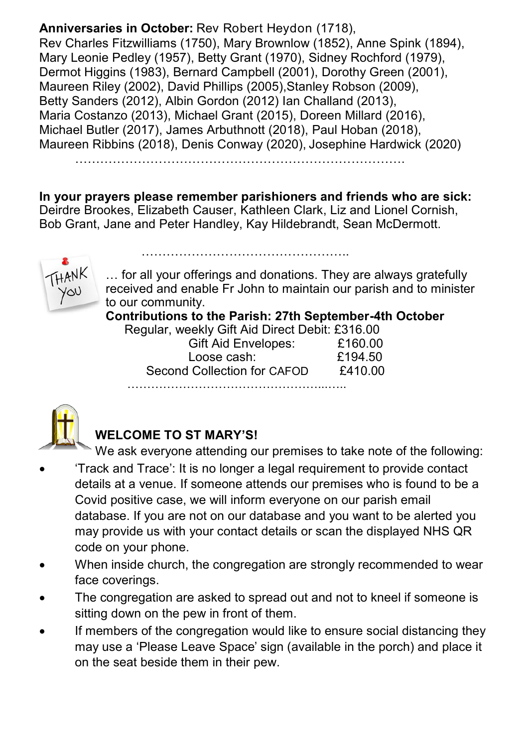**Anniversaries in October:** Rev Robert Heydon (1718), Rev Charles Fitzwilliams (1750), Mary Brownlow (1852), Anne Spink (1894), Mary Leonie Pedley (1957), Betty Grant (1970), Sidney Rochford (1979), Dermot Higgins (1983), Bernard Campbell (2001), Dorothy Green (2001), Maureen Riley (2002), David Phillips (2005),Stanley Robson (2009), Betty Sanders (2012), Albin Gordon (2012) Ian Challand (2013), Maria Costanzo (2013), Michael Grant (2015), Doreen Millard (2016), Michael Butler (2017), James Arbuthnott (2018), Paul Hoban (2018), Maureen Ribbins (2018), Denis Conway (2020), Josephine Hardwick (2020)

…………………………………………………………………….

**In your prayers please remember parishioners and friends who are sick:** Deirdre Brookes, Elizabeth Causer, Kathleen Clark, Liz and Lionel Cornish, Bob Grant, Jane and Peter Handley, Kay Hildebrandt, Sean McDermott.

…………………………………………..

THANK YOU … for all your offerings and donations. They are always gratefully received and enable Fr John to maintain our parish and to minister to our community.

**Contributions to the Parish: 27th September-4th October**

| | |
|---|---|
| Regular, weekly Gift Aid Direct Debit: | £316.00 |
| Gift Aid Envelopes: | £160.00 |
| Loose cash: | £194.50 |
| Second Collection for CAFOD | £410.00 |

………………………………………………..

## WELCOME TO ST MARY'S!

We ask everyone attending our premises to take note of the following:

- 'Track and Trace': It is no longer a legal requirement to provide contact details at a venue. If someone attends our premises who is found to be a Covid positive case, we will inform everyone on our parish email database. If you are not on our database and you want to be alerted you may provide us with your contact details or scan the displayed NHS QR code on your phone.
- When inside church, the congregation are strongly recommended to wear face coverings.
- The congregation are asked to spread out and not to kneel if someone is sitting down on the pew in front of them.
- If members of the congregation would like to ensure social distancing they may use a 'Please Leave Space' sign (available in the porch) and place it on the seat beside them in their pew.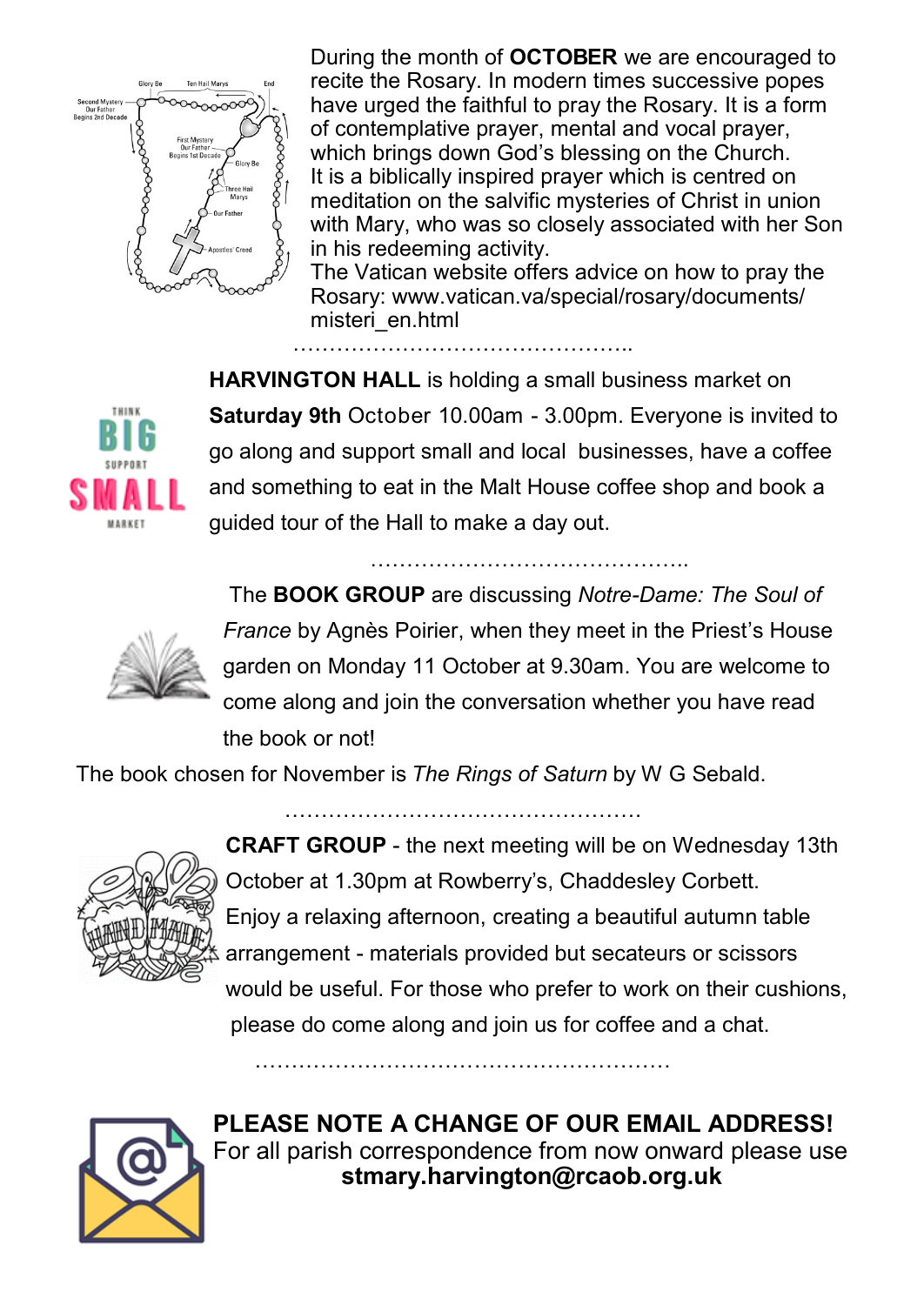During the month of **OCTOBER** we are encouraged to recite the Rosary. In modern times successive popes have urged the faithful to pray the Rosary. It is a form of contemplative prayer, mental and vocal prayer, which brings down God's blessing on the Church. It is a biblically inspired prayer which is centred on meditation on the salvific mysteries of Christ in union with Mary, who was so closely associated with her Son in his redeeming activity.
The Vatican website offers advice on how to pray the Rosary: www.vatican.va/special/rosary/documents/misteri_en.html

…………………………………………..

**HARVINGTON HALL** is holding a small business market on **Saturday 9th** October 10.00am - 3.00pm. Everyone is invited to go along and support small and local businesses, have a coffee and something to eat in the Malt House coffee shop and book a guided tour of the Hall to make a day out.

………………………………………..

The **BOOK GROUP** are discussing *Notre-Dame: The Soul of France* by Agnès Poirier, when they meet in the Priest's House garden on Monday 11 October at 9.30am. You are welcome to come along and join the conversation whether you have read the book or not!

The book chosen for November is *The Rings of Saturn* by W G Sebald.

…………………………………………….

**CRAFT GROUP** - the next meeting will be on Wednesday 13th October at 1.30pm at Rowberry's, Chaddesley Corbett. Enjoy a relaxing afternoon, creating a beautiful autumn table arrangement - materials provided but secateurs or scissors would be useful. For those who prefer to work on their cushions, please do come along and join us for coffee and a chat.

…………………………………………………

**PLEASE NOTE A CHANGE OF OUR EMAIL ADDRESS!**
For all parish correspondence from now onward please use
**stmary.harvington@rcaob.org.uk**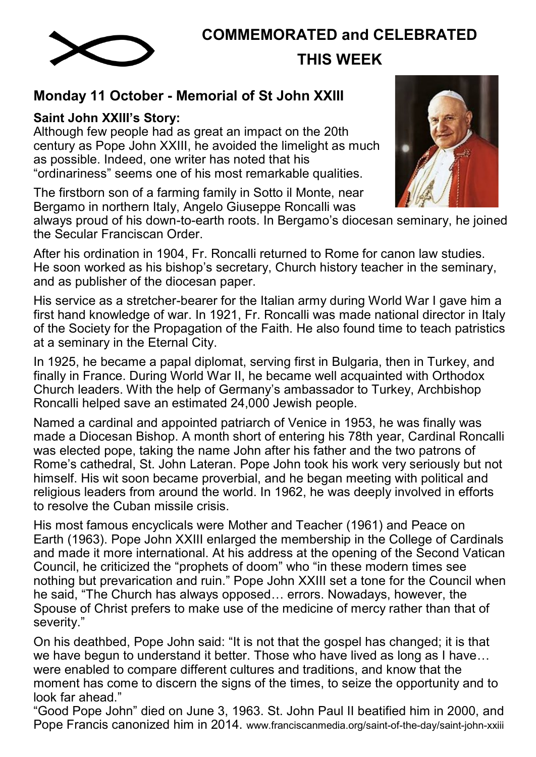# COMMEMORATED and CELEBRATED THIS WEEK

## Monday 11 October - Memorial of St John XXIII

**Saint John XXIII's Story:**

Although few people had as great an impact on the 20th century as Pope John XXIII, he avoided the limelight as much as possible. Indeed, one writer has noted that his "ordinariness" seems one of his most remarkable qualities.

The firstborn son of a farming family in Sotto il Monte, near Bergamo in northern Italy, Angelo Giuseppe Roncalli was always proud of his down-to-earth roots. In Bergamo's diocesan seminary, he joined the Secular Franciscan Order.

After his ordination in 1904, Fr. Roncalli returned to Rome for canon law studies. He soon worked as his bishop's secretary, Church history teacher in the seminary, and as publisher of the diocesan paper.

His service as a stretcher-bearer for the Italian army during World War I gave him a first hand knowledge of war. In 1921, Fr. Roncalli was made national director in Italy of the Society for the Propagation of the Faith. He also found time to teach patristics at a seminary in the Eternal City.

In 1925, he became a papal diplomat, serving first in Bulgaria, then in Turkey, and finally in France. During World War II, he became well acquainted with Orthodox Church leaders. With the help of Germany's ambassador to Turkey, Archbishop Roncalli helped save an estimated 24,000 Jewish people.

Named a cardinal and appointed patriarch of Venice in 1953, he was finally was made a Diocesan Bishop. A month short of entering his 78th year, Cardinal Roncalli was elected pope, taking the name John after his father and the two patrons of Rome's cathedral, St. John Lateran. Pope John took his work very seriously but not himself. His wit soon became proverbial, and he began meeting with political and religious leaders from around the world. In 1962, he was deeply involved in efforts to resolve the Cuban missile crisis.

His most famous encyclicals were Mother and Teacher (1961) and Peace on Earth (1963). Pope John XXIII enlarged the membership in the College of Cardinals and made it more international. At his address at the opening of the Second Vatican Council, he criticized the "prophets of doom" who "in these modern times see nothing but prevarication and ruin." Pope John XXIII set a tone for the Council when he said, "The Church has always opposed… errors. Nowadays, however, the Spouse of Christ prefers to make use of the medicine of mercy rather than that of severity."

On his deathbed, Pope John said: "It is not that the gospel has changed; it is that we have begun to understand it better. Those who have lived as long as I have… were enabled to compare different cultures and traditions, and know that the moment has come to discern the signs of the times, to seize the opportunity and to look far ahead."

"Good Pope John" died on June 3, 1963. St. John Paul II beatified him in 2000, and Pope Francis canonized him in 2014. www.franciscanmedia.org/saint-of-the-day/saint-john-xxiii